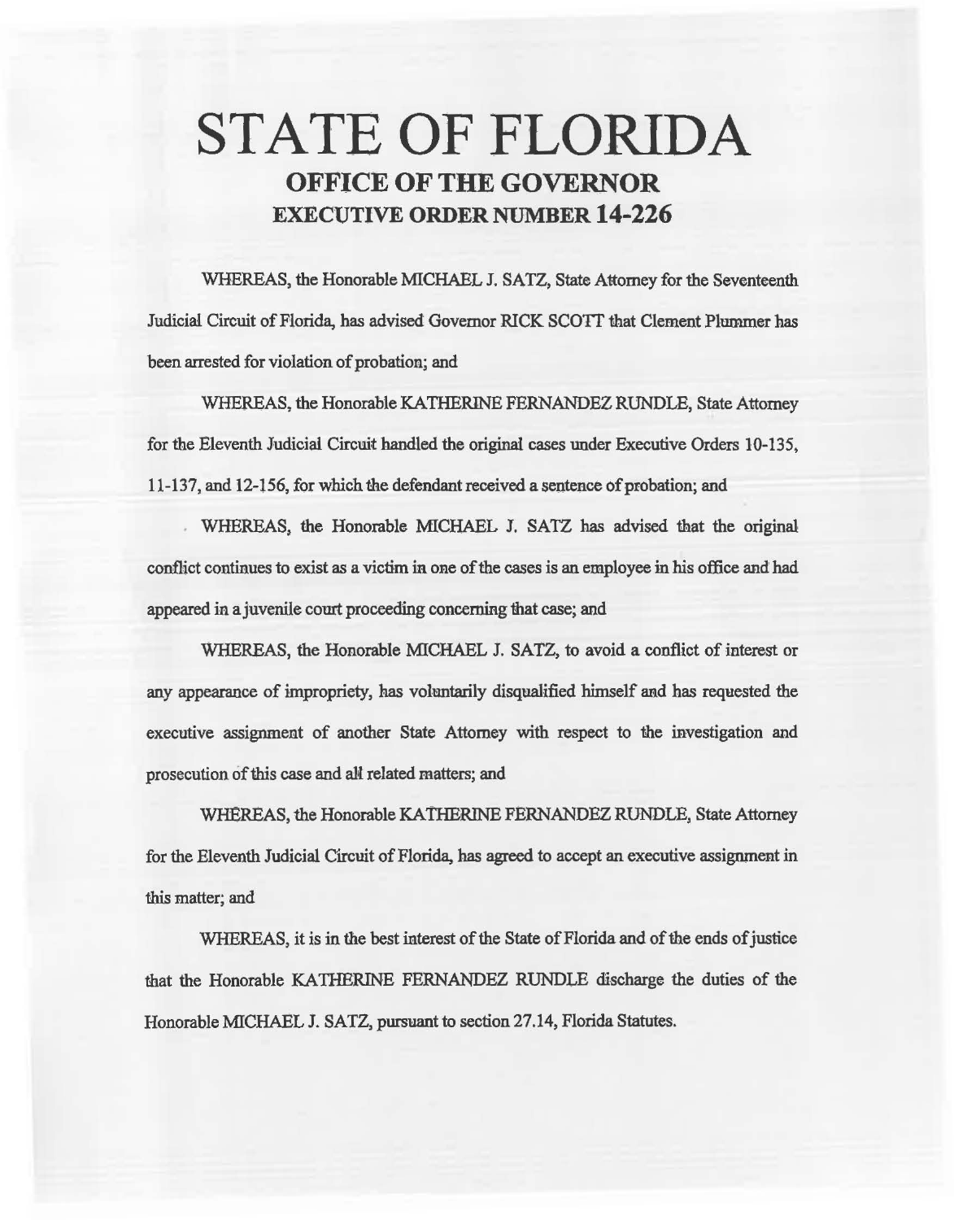# STATE OF FLORIDA

## OFFICE OF THE GOVERNOR

## EXECUTIVE ORDER NUMBER 14-226

WHEREAS, the Honorable MICHAEL J. SATZ, State Attorney for the Seventeenth Judicial Circuit of Florida, has advised Governor RICK SCOTT that Clement Plummer has been arrested for violation of probation; and

WHEREAS, the Honorable KATHERINE FERNANDEZ RUNDLE, State Attorney for the Eleventh Judicial Circuit handled the original cases under Executive Orders 10-135, 11-137, and 12-156, for which the defendant received a sentence of probation; and

WHEREAS, the Honorable MICHAEL J. SATZ has advised that the original conflict continues to exist as a victim in one of the cases is an employee in his office and had appeared in a juvenile court proceeding concerning that case; and

WHEREAS, the Honorable MICHAEL J. SATZ, to avoid a conflict of interest or any appearance of impropriety, has voluntarily disqualified himself and has requested the executive assignment of another State Attorney with respect to the investigation and prosecution of this case and all related matters; and

WHEREAS, the Honorable KATHERINE FERNANDEZ RUNDLE, State Attorney for the Eleventh Judicial Circuit of Florida, has agreed to accept an executive assignment in this matter; and

WHEREAS, it is in the best interest of the State of Florida and of the ends of justice that the Honorable KATHERINE FERNANDEZ RUNDLE discharge the duties of the Honorable MICHAEL J. SATZ, pursuant to section 27.14, Florida Statutes.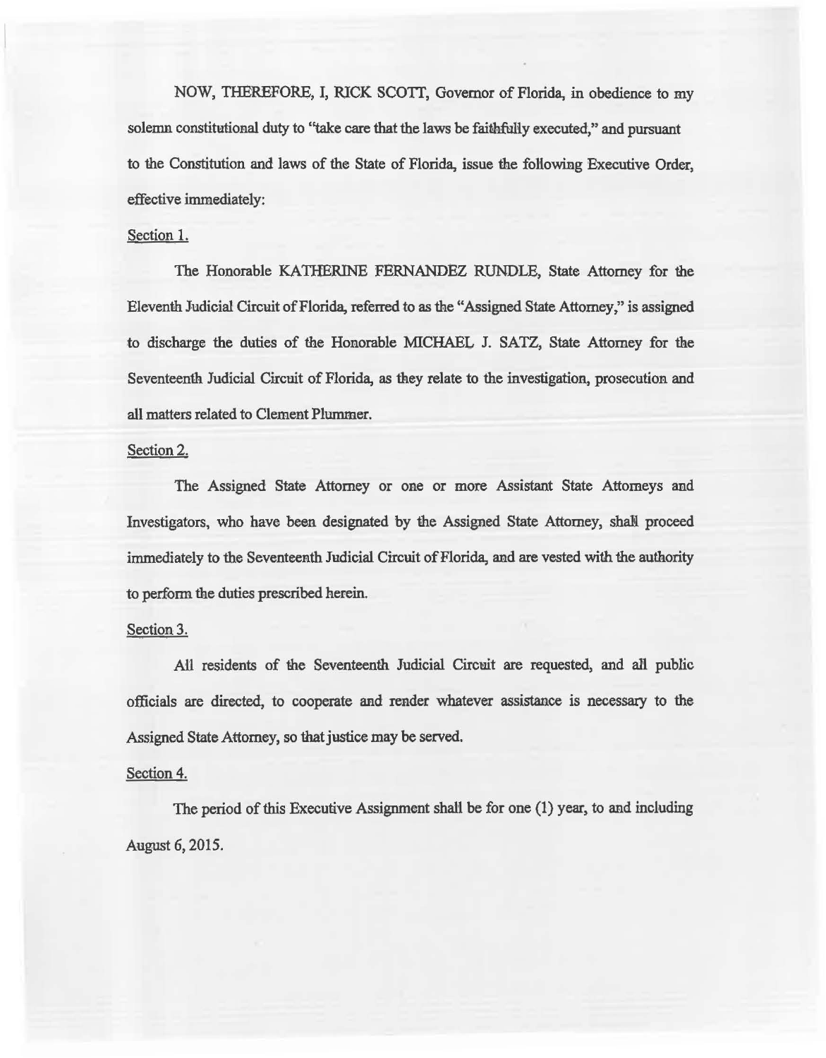NOW, THEREFORE, I, RICK SCOTT, Governor of Florida, in obedience to my solemn constitutional duty to "take care that the laws be faithfully executed," and pursuant to the Constitution and laws of the State of Florida, issue the following Executive Order, effective immediately:

Section 1.

The Honorable KATHERINE FERNANDEZ RUNDLE, State Attorney for the Eleventh Judicial Circuit of Florida, referred to as the "Assigned State Attorney," is assigned to discharge the duties of the Honorable MICHAEL J. SATZ, State Attorney for the Seventeenth Judicial Circuit of Florida, as they relate to the investigation, prosecution and all matters related to Clement Plummer.

Section 2.

The Assigned State Attorney or one or more Assistant State Attorneys and Investigators, who have been designated by the Assigned State Attorney, shall proceed immediately to the Seventeenth Judicial Circuit of Florida, and are vested with the authority to perform the duties prescribed herein.

Section 3.

All residents of the Seventeenth Judicial Circuit are requested, and all public officials are directed, to cooperate and render whatever assistance is necessary to the Assigned State Attorney, so that justice may be served.

Section 4.

The period of this Executive Assignment shall be for one (1) year, to and including August 6, 2015.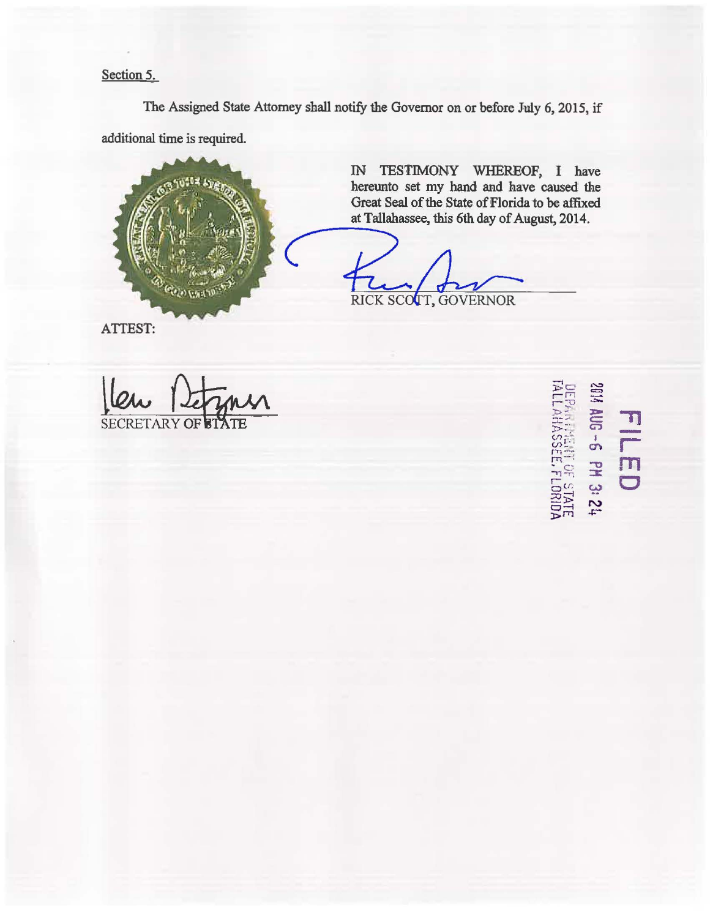Section 5.

The Assigned State Attorney shall notify the Governor on or before July 6, 2015, if additional time is required.

IN TESTIMONY WHEREOF, I have hereunto set my hand and have caused the Great Seal of the State of Florida to be affixed at Tallahassee, this 6th day of August, 2014.

RICK SCOTT, GOVERNOR

ATTEST:

SECRETARY OF STATE

FILED

2014 AUG -6 PM 3: 24

DEPARTMENT OF STATE
TALLAHASSEE, FLORIDA